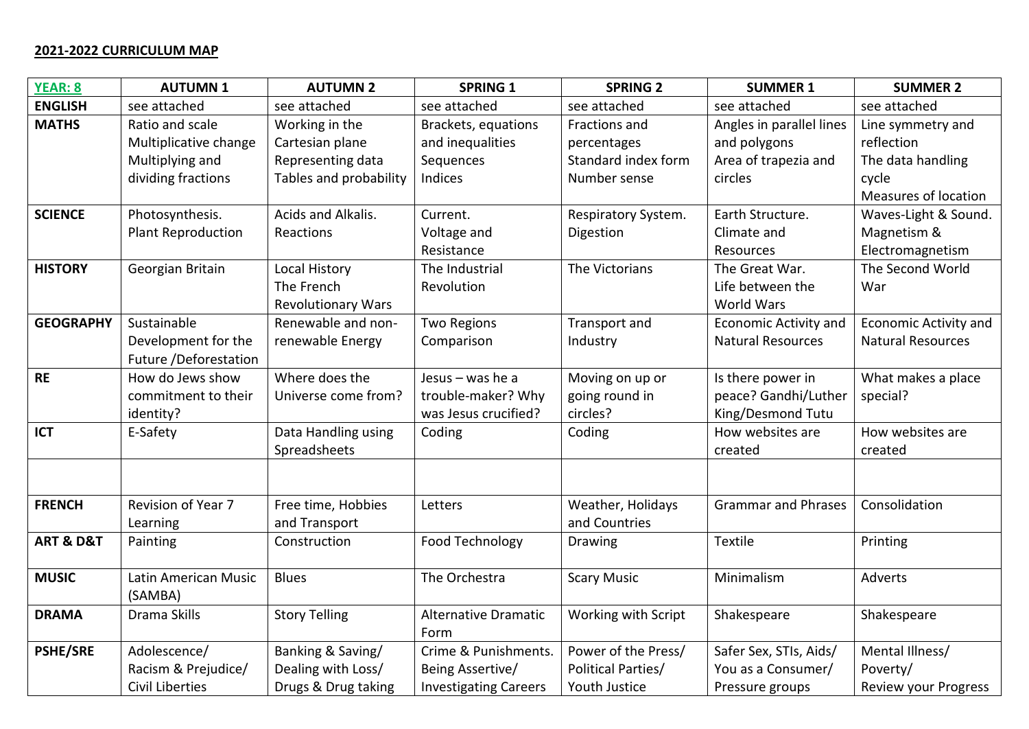**2021-2022 CURRICULUM MAP**

| YEAR: 8 | AUTUMN 1 | AUTUMN 2 | SPRING 1 | SPRING 2 | SUMMER 1 | SUMMER 2 |
|---|---|---|---|---|---|---|
| **ENGLISH** | see attached | see attached | see attached | see attached | see attached | see attached |
| **MATHS** | Ratio and scale<br>Multiplicative change<br>Multiplying and dividing fractions | Working in the Cartesian plane<br>Representing data<br>Tables and probability | Brackets, equations and inequalities<br>Sequences<br>Indices | Fractions and percentages<br>Standard index form<br>Number sense | Angles in parallel lines and polygons<br>Area of trapezia and circles | Line symmetry and reflection<br>The data handling cycle<br>Measures of location |
| **SCIENCE** | Photosynthesis.<br>Plant Reproduction | Acids and Alkalis.<br>Reactions | Current.<br>Voltage and Resistance | Respiratory System.<br>Digestion | Earth Structure.<br>Climate and Resources | Waves-Light & Sound.<br>Magnetism & Electromagnetism |
| **HISTORY** | Georgian Britain | Local History<br>The French Revolutionary Wars | The Industrial Revolution | The Victorians | The Great War.<br>Life between the World Wars | The Second World War |
| **GEOGRAPHY** | Sustainable Development for the Future /Deforestation | Renewable and non-renewable Energy | Two Regions Comparison | Transport and Industry | Economic Activity and Natural Resources | Economic Activity and Natural Resources |
| **RE** | How do Jews show commitment to their identity? | Where does the Universe come from? | Jesus – was he a trouble-maker? Why was Jesus crucified? | Moving on up or going round in circles? | Is there power in peace? Gandhi/Luther King/Desmond Tutu | What makes a place special? |
| **ICT** | E-Safety | Data Handling using Spreadsheets | Coding | Coding | How websites are created | How websites are created |
| | | | | | | |
| **FRENCH** | Revision of Year 7 Learning | Free time, Hobbies and Transport | Letters | Weather, Holidays and Countries | Grammar and Phrases | Consolidation |
| **ART & D&T** | Painting | Construction | Food Technology | Drawing | Textile | Printing |
| **MUSIC** | Latin American Music (SAMBA) | Blues | The Orchestra | Scary Music | Minimalism | Adverts |
| **DRAMA** | Drama Skills | Story Telling | Alternative Dramatic Form | Working with Script | Shakespeare | Shakespeare |
| **PSHE/SRE** | Adolescence/<br>Racism & Prejudice/<br>Civil Liberties | Banking & Saving/<br>Dealing with Loss/<br>Drugs & Drug taking | Crime & Punishments.<br>Being Assertive/<br>Investigating Careers | Power of the Press/<br>Political Parties/<br>Youth Justice | Safer Sex, STIs, Aids/<br>You as a Consumer/<br>Pressure groups | Mental Illness/<br>Poverty/<br>Review your Progress |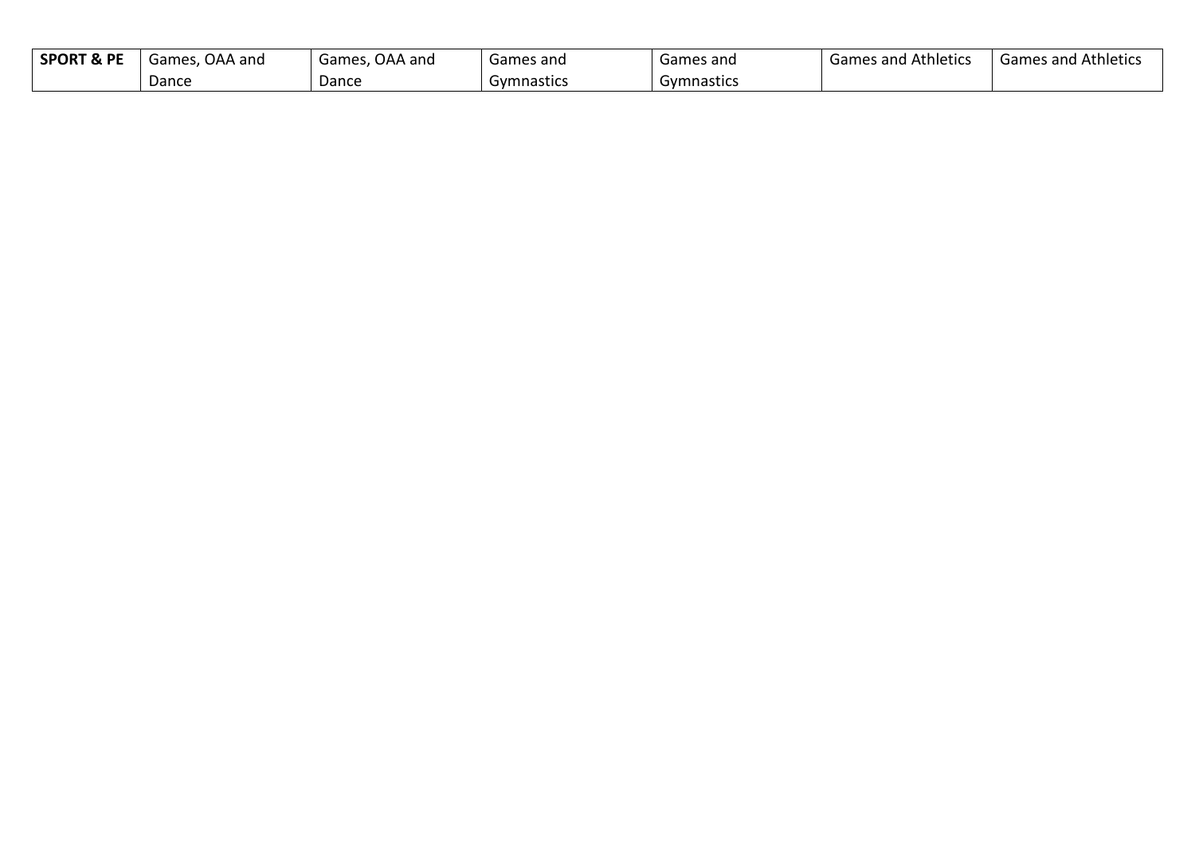| | | | | | | |
|---|---|---|---|---|---|---|
| **SPORT & PE** | Games, OAA and Dance | Games, OAA and Dance | Games and Gymnastics | Games and Gymnastics | Games and Athletics | Games and Athletics |